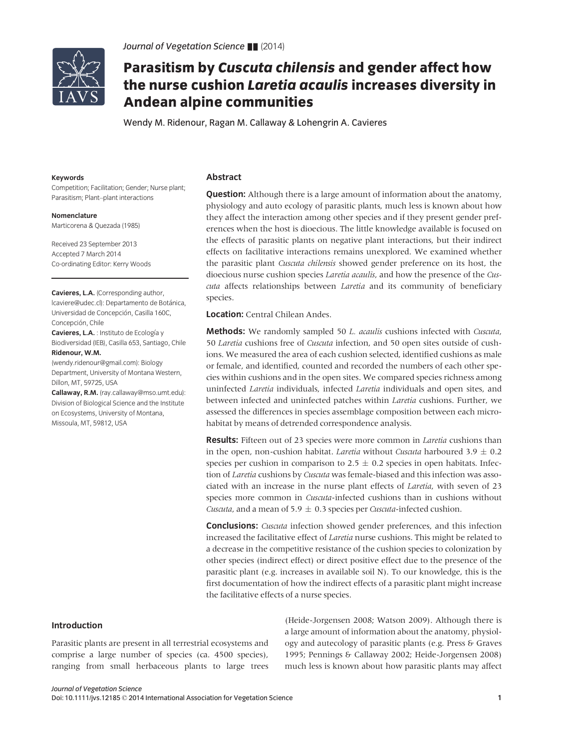Journal of Vegetation Science ■■ (2014)

# Parasitism by *Cuscuta chilensis* and gender affect how the nurse cushion *Laretia acaulis* increases diversity in Andean alpine communities

Wendy M. Ridenour, Ragan M. Callaway & Lohengrin A. Cavieres

**Keywords**
Competition; Facilitation; Gender; Nurse plant; Parasitism; Plant–plant interactions

**Nomenclature**
Marticorena & Quezada (1985)

Received 23 September 2013
Accepted 7 March 2014
Co-ordinating Editor: Kerry Woods

**Cavieres, L.A.** (Corresponding author, lcaviere@udec.cl): Departamento de Botánica, Universidad de Concepción, Casilla 160C, Concepción, Chile
**Cavieres, L.A.** : Instituto de Ecología y Biodiversidad (IEB), Casilla 653, Santiago, Chile
**Ridenour, W.M.** (wendy.ridenour@gmail.com): Biology Department, University of Montana Western, Dillon, MT, 59725, USA
**Callaway, R.M.** (ray.callaway@mso.umt.edu): Division of Biological Science and the Institute on Ecosystems, University of Montana, Missoula, MT, 59812, USA

## Abstract

**Question:** Although there is a large amount of information about the anatomy, physiology and auto ecology of parasitic plants, much less is known about how they affect the interaction among other species and if they present gender preferences when the host is dioecious. The little knowledge available is focused on the effects of parasitic plants on negative plant interactions, but their indirect effects on facilitative interactions remains unexplored. We examined whether the parasitic plant *Cuscuta chilensis* showed gender preference on its host, the dioecious nurse cushion species *Laretia acaulis*, and how the presence of the *Cuscuta* affects relationships between *Laretia* and its community of beneficiary species.

**Location:** Central Chilean Andes.

**Methods:** We randomly sampled 50 *L. acaulis* cushions infected with *Cuscuta*, 50 *Laretia* cushions free of *Cuscuta* infection, and 50 open sites outside of cushions. We measured the area of each cushion selected, identified cushions as male or female, and identified, counted and recorded the numbers of each other species within cushions and in the open sites. We compared species richness among uninfected *Laretia* individuals, infected *Laretia* individuals and open sites, and between infected and uninfected patches within *Laretia* cushions. Further, we assessed the differences in species assemblage composition between each microhabitat by means of detrended correspondence analysis.

**Results:** Fifteen out of 23 species were more common in *Laretia* cushions than in the open, non-cushion habitat. *Laretia* without *Cuscuta* harboured $3.9 \pm 0.2$ species per cushion in comparison to $2.5 \pm 0.2$ species in open habitats. Infection of *Laretia* cushions by *Cuscuta* was female-biased and this infection was associated with an increase in the nurse plant effects of *Laretia*, with seven of 23 species more common in *Cuscuta*-infected cushions than in cushions without *Cuscuta*, and a mean of $5.9 \pm 0.3$ species per *Cuscuta*-infected cushion.

**Conclusions:** *Cuscuta* infection showed gender preferences, and this infection increased the facilitative effect of *Laretia* nurse cushions. This might be related to a decrease in the competitive resistance of the cushion species to colonization by other species (indirect effect) or direct positive effect due to the presence of the parasitic plant (e.g. increases in available soil N). To our knowledge, this is the first documentation of how the indirect effects of a parasitic plant might increase the facilitative effects of a nurse species.

## Introduction

Parasitic plants are present in all terrestrial ecosystems and comprise a large number of species (ca. 4500 species), ranging from small herbaceous plants to large trees (Heide-Jorgensen 2008; Watson 2009). Although there is a large amount of information about the anatomy, physiology and autecology of parasitic plants (e.g. Press & Graves 1995; Pennings & Callaway 2002; Heide-Jorgensen 2008) much less is known about how parasitic plants may affect

Journal of Vegetation Science
Doi: 10.1111/jvs.12185 © 2014 International Association for Vegetation Science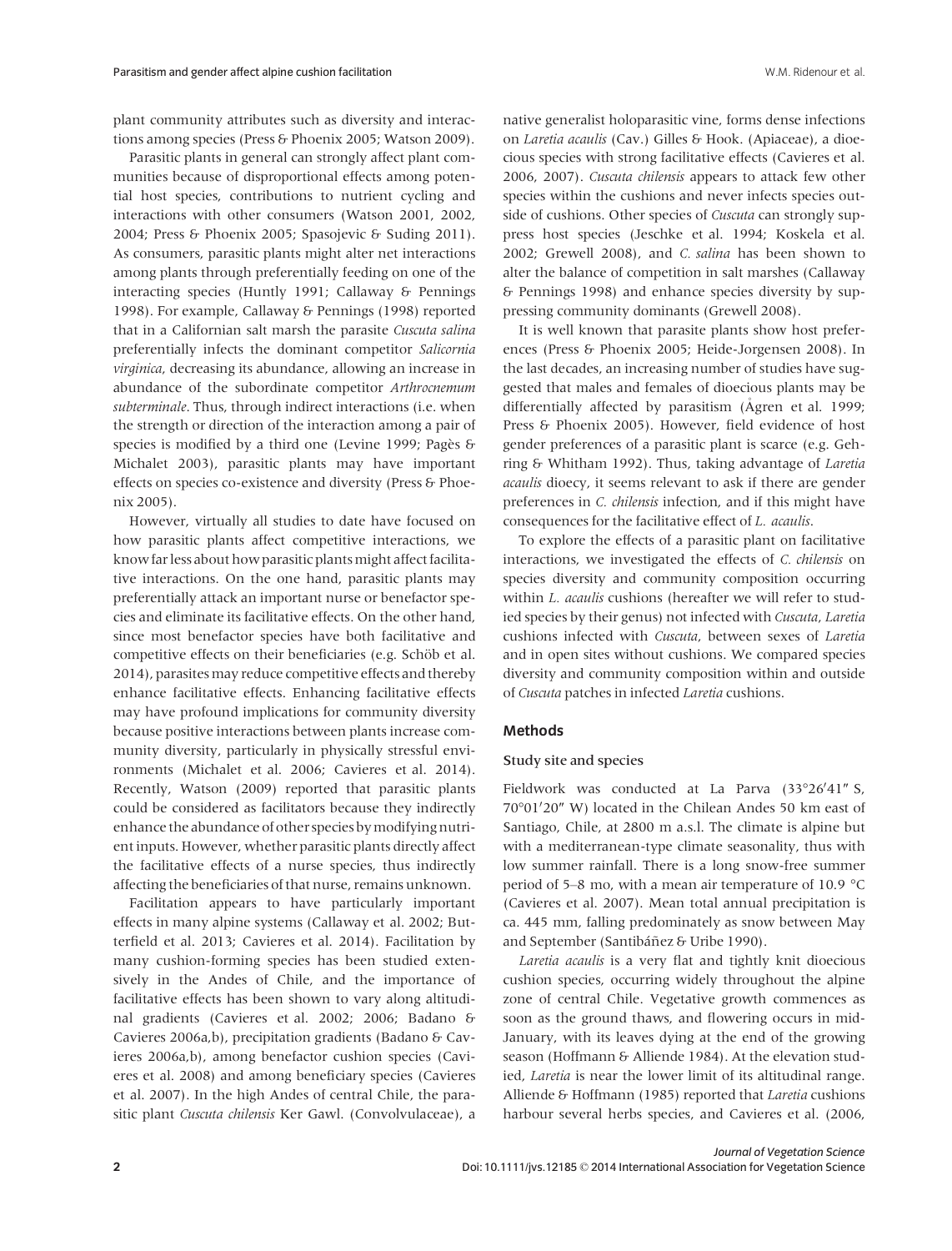plant community attributes such as diversity and interactions among species (Press & Phoenix 2005; Watson 2009).

Parasitic plants in general can strongly affect plant communities because of disproportional effects among potential host species, contributions to nutrient cycling and interactions with other consumers (Watson 2001, 2002, 2004; Press & Phoenix 2005; Spasojevic & Suding 2011). As consumers, parasitic plants might alter net interactions among plants through preferentially feeding on one of the interacting species (Huntly 1991; Callaway & Pennings 1998). For example, Callaway & Pennings (1998) reported that in a Californian salt marsh the parasite *Cuscuta salina* preferentially infects the dominant competitor *Salicornia virginica*, decreasing its abundance, allowing an increase in abundance of the subordinate competitor *Arthrocnemum subterminale*. Thus, through indirect interactions (i.e. when the strength or direction of the interaction among a pair of species is modified by a third one (Levine 1999; Pagès & Michalet 2003), parasitic plants may have important effects on species co-existence and diversity (Press & Phoenix 2005).

However, virtually all studies to date have focused on how parasitic plants affect competitive interactions, we know far less about how parasitic plants might affect facilitative interactions. On the one hand, parasitic plants may preferentially attack an important nurse or benefactor species and eliminate its facilitative effects. On the other hand, since most benefactor species have both facilitative and competitive effects on their beneficiaries (e.g. Schöb et al. 2014), parasites may reduce competitive effects and thereby enhance facilitative effects. Enhancing facilitative effects may have profound implications for community diversity because positive interactions between plants increase community diversity, particularly in physically stressful environments (Michalet et al. 2006; Cavieres et al. 2014). Recently, Watson (2009) reported that parasitic plants could be considered as facilitators because they indirectly enhance the abundance of other species by modifying nutrient inputs. However, whether parasitic plants directly affect the facilitative effects of a nurse species, thus indirectly affecting the beneficiaries of that nurse, remains unknown.

Facilitation appears to have particularly important effects in many alpine systems (Callaway et al. 2002; Butterfield et al. 2013; Cavieres et al. 2014). Facilitation by many cushion-forming species has been studied extensively in the Andes of Chile, and the importance of facilitative effects has been shown to vary along altitudinal gradients (Cavieres et al. 2002; 2006; Badano & Cavieres 2006a,b), precipitation gradients (Badano & Cavieres 2006a,b), among benefactor cushion species (Cavieres et al. 2008) and among beneficiary species (Cavieres et al. 2007). In the high Andes of central Chile, the parasitic plant *Cuscuta chilensis* Ker Gawl. (Convolvulaceae), a native generalist holoparasitic vine, forms dense infections on *Laretia acaulis* (Cav.) Gilles & Hook. (Apiaceae), a dioecious species with strong facilitative effects (Cavieres et al. 2006, 2007). *Cuscuta chilensis* appears to attack few other species within the cushions and never infects species outside of cushions. Other species of *Cuscuta* can strongly suppress host species (Jeschke et al. 1994; Koskela et al. 2002; Grewell 2008), and *C. salina* has been shown to alter the balance of competition in salt marshes (Callaway & Pennings 1998) and enhance species diversity by suppressing community dominants (Grewell 2008).

It is well known that parasite plants show host preferences (Press & Phoenix 2005; Heide-Jorgensen 2008). In the last decades, an increasing number of studies have suggested that males and females of dioecious plants may be differentially affected by parasitism (Ågren et al. 1999; Press & Phoenix 2005). However, field evidence of host gender preferences of a parasitic plant is scarce (e.g. Gehring & Whitham 1992). Thus, taking advantage of *Laretia acaulis* dioecy, it seems relevant to ask if there are gender preferences in *C. chilensis* infection, and if this might have consequences for the facilitative effect of *L. acaulis*.

To explore the effects of a parasitic plant on facilitative interactions, we investigated the effects of *C. chilensis* on species diversity and community composition occurring within *L. acaulis* cushions (hereafter we will refer to studied species by their genus) not infected with *Cuscuta*, *Laretia* cushions infected with *Cuscuta*, between sexes of *Laretia* and in open sites without cushions. We compared species diversity and community composition within and outside of *Cuscuta* patches in infected *Laretia* cushions.

## Methods

### Study site and species

Fieldwork was conducted at La Parva (33°26′41″ S, 70°01′20″ W) located in the Chilean Andes 50 km east of Santiago, Chile, at 2800 m a.s.l. The climate is alpine but with a mediterranean-type climate seasonality, thus with low summer rainfall. There is a long snow-free summer period of 5–8 mo, with a mean air temperature of 10.9 °C (Cavieres et al. 2007). Mean total annual precipitation is ca. 445 mm, falling predominately as snow between May and September (Santibáñez & Uribe 1990).

*Laretia acaulis* is a very flat and tightly knit dioecious cushion species, occurring widely throughout the alpine zone of central Chile. Vegetative growth commences as soon as the ground thaws, and flowering occurs in mid-January, with its leaves dying at the end of the growing season (Hoffmann & Alliende 1984). At the elevation studied, *Laretia* is near the lower limit of its altitudinal range. Alliende & Hoffmann (1985) reported that *Laretia* cushions harbour several herbs species, and Cavieres et al. (2006,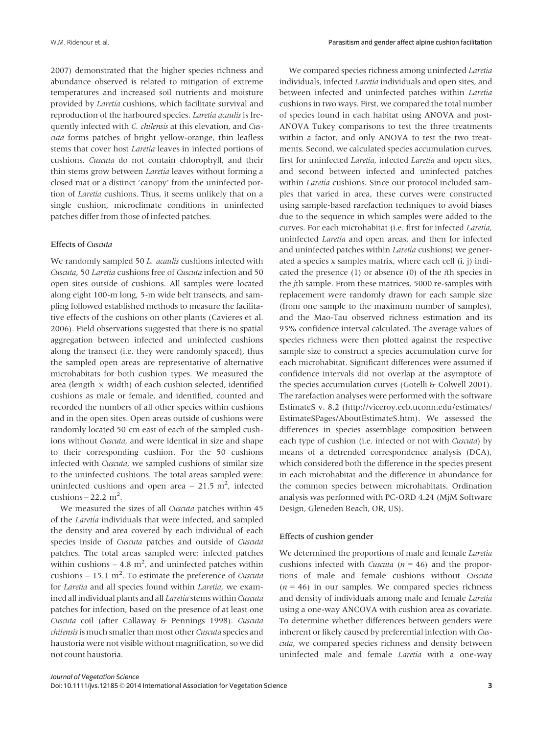2007) demonstrated that the higher species richness and abundance observed is related to mitigation of extreme temperatures and increased soil nutrients and moisture provided by *Laretia* cushions, which facilitate survival and reproduction of the harboured species. *Laretia acaulis* is frequently infected with *C. chilensis* at this elevation, and *Cuscuta* forms patches of bright yellow-orange, thin leafless stems that cover host *Laretia* leaves in infected portions of cushions. *Cuscuta* do not contain chlorophyll, and their thin stems grow between *Laretia* leaves without forming a closed mat or a distinct 'canopy' from the uninfected portion of *Laretia* cushions. Thus, it seems unlikely that on a single cushion, microclimate conditions in uninfected patches differ from those of infected patches.

### Effects of *Cuscuta*

We randomly sampled 50 *L. acaulis* cushions infected with *Cuscuta*, 50 *Laretia* cushions free of *Cuscuta* infection and 50 open sites outside of cushions. All samples were located along eight 100-m long, 5-m wide belt transects, and sampling followed established methods to measure the facilitative effects of the cushions on other plants (Cavieres et al. 2006). Field observations suggested that there is no spatial aggregation between infected and uninfected cushions along the transect (i.e. they were randomly spaced), thus the sampled open areas are representative of alternative microhabitats for both cushion types. We measured the area (length × width) of each cushion selected, identified cushions as male or female, and identified, counted and recorded the numbers of all other species within cushions and in the open sites. Open areas outside of cushions were randomly located 50 cm east of each of the sampled cushions without *Cuscuta*, and were identical in size and shape to their corresponding cushion. For the 50 cushions infected with *Cuscuta*, we sampled cushions of similar size to the uninfected cushions. The total areas sampled were: uninfected cushions and open area – 21.5 $m^2$, infected cushions – 22.2 $m^2$.

We measured the sizes of all *Cuscuta* patches within 45 of the *Laretia* individuals that were infected, and sampled the density and area covered by each individual of each species inside of *Cuscuta* patches and outside of *Cuscuta* patches. The total areas sampled were: infected patches within cushions – 4.8 $m^2$, and uninfected patches within cushions – 15.1 $m^2$. To estimate the preference of *Cuscuta* for *Laretia* and all species found within *Laretia*, we examined all individual plants and all *Laretia* stems within *Cuscuta* patches for infection, based on the presence of at least one *Cuscuta* coil (after Callaway & Pennings 1998). *Cuscuta chilensis* is much smaller than most other *Cuscuta* species and haustoria were not visible without magnification, so we did not count haustoria.

We compared species richness among uninfected *Laretia* individuals, infected *Laretia* individuals and open sites, and between infected and uninfected patches within *Laretia* cushions in two ways. First, we compared the total number of species found in each habitat using ANOVA and post-ANOVA Tukey comparisons to test the three treatments within a factor, and only ANOVA to test the two treatments. Second, we calculated species accumulation curves, first for uninfected *Laretia*, infected *Laretia* and open sites, and second between infected and uninfected patches within *Laretia* cushions. Since our protocol included samples that varied in area, these curves were constructed using sample-based rarefaction techniques to avoid biases due to the sequence in which samples were added to the curves. For each microhabitat (i.e. first for infected *Laretia*, uninfected *Laretia* and open areas, and then for infected and uninfected patches within *Laretia* cushions) we generated a species x samples matrix, where each cell (i, j) indicated the presence (1) or absence (0) of the *i*th species in the *j*th sample. From these matrices, 5000 re-samples with replacement were randomly drawn for each sample size (from one sample to the maximum number of samples), and the Mao-Tau observed richness estimation and its 95% confidence interval calculated. The average values of species richness were then plotted against the respective sample size to construct a species accumulation curve for each microhabitat. Significant differences were assumed if confidence intervals did not overlap at the asymptote of the species accumulation curves (Gotelli & Colwell 2001). The rarefaction analyses were performed with the software EstimateS v. 8.2 (http://viceroy.eeb.uconn.edu/estimates/EstimateSPages/AboutEstimateS.htm). We assessed the differences in species assemblage composition between each type of cushion (i.e. infected or not with *Cuscuta*) by means of a detrended correspondence analysis (DCA), which considered both the difference in the species present in each microhabitat and the difference in abundance for the common species between microhabitats. Ordination analysis was performed with PC-ORD 4.24 (MjM Software Design, Gleneden Beach, OR, US).

### Effects of cushion gender

We determined the proportions of male and female *Laretia* cushions infected with *Cuscuta* ($n = 46$) and the proportions of male and female cushions without *Cuscuta* ($n = 46$) in our samples. We compared species richness and density of individuals among male and female *Laretia* using a one-way ANCOVA with cushion area as covariate. To determine whether differences between genders were inherent or likely caused by preferential infection with *Cuscuta*, we compared species richness and density between uninfected male and female *Laretia* with a one-way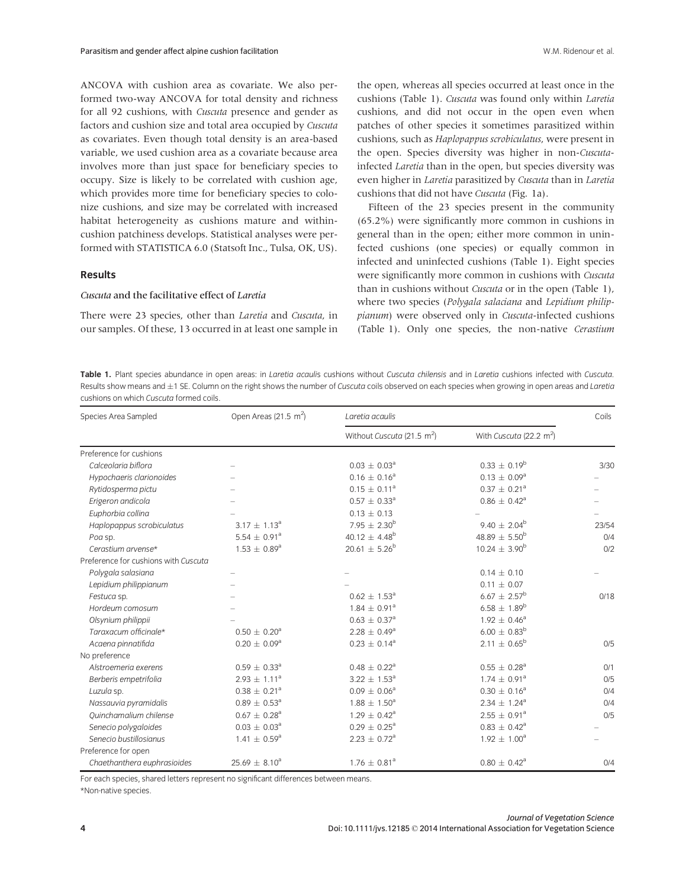ANCOVA with cushion area as covariate. We also performed two-way ANCOVA for total density and richness for all 92 cushions, with *Cuscuta* presence and gender as factors and cushion size and total area occupied by *Cuscuta* as covariates. Even though total density is an area-based variable, we used cushion area as a covariate because area involves more than just space for beneficiary species to occupy. Size is likely to be correlated with cushion age, which provides more time for beneficiary species to colonize cushions, and size may be correlated with increased habitat heterogeneity as cushions mature and within-cushion patchiness develops. Statistical analyses were performed with STATISTICA 6.0 (Statsoft Inc., Tulsa, OK, US).

## Results

### *Cuscuta* and the facilitative effect of *Laretia*

There were 23 species, other than *Laretia* and *Cuscuta*, in our samples. Of these, 13 occurred in at least one sample in the open, whereas all species occurred at least once in the cushions (Table 1). *Cuscuta* was found only within *Laretia* cushions, and did not occur in the open even when patches of other species it sometimes parasitized within cushions, such as *Haplopappus scrobiculatus*, were present in the open. Species diversity was higher in non-*Cuscuta*-infected *Laretia* than in the open, but species diversity was even higher in *Laretia* parasitized by *Cuscuta* than in *Laretia* cushions that did not have *Cuscuta* (Fig. 1a).

Fifteen of the 23 species present in the community (65.2%) were significantly more common in cushions in general than in the open; either more common in uninfected cushions (one species) or equally common in infected and uninfected cushions (Table 1). Eight species were significantly more common in cushions with *Cuscuta* than in cushions without *Cuscuta* or in the open (Table 1), where two species (*Polygala salaciana* and *Lepidium philippianum*) were observed only in *Cuscuta*-infected cushions (Table 1). Only one species, the non-native *Cerastium*

**Table 1.** Plant species abundance in open areas: in *Laretia acaulis* cushions without *Cuscuta chilensis* and in *Laretia* cushions infected with *Cuscuta*. Results show means and ±1 SE. Column on the right shows the number of *Cuscuta* coils observed on each species when growing in open areas and *Laretia* cushions on which *Cuscuta* formed coils.

| Species Area Sampled | Open Areas (21.5 $m^2$) | *Laretia acaulis* | | Coils |
|---|---|---|---|---|
| | | Without *Cuscuta* (21.5 $m^2$) | With *Cuscuta* (22.2 $m^2$) | |
| Preference for cushions | | | | |
| *Calceolaria biflora* | – | $0.03 \pm 0.03^a$ | $0.33 \pm 0.19^b$ | 3/30 |
| *Hypochaeris clarionoides* | – | $0.16 \pm 0.16^a$ | $0.13 \pm 0.09^a$ | – |
| *Rytidosperma pictu* | – | $0.15 \pm 0.11^a$ | $0.37 \pm 0.21^a$ | – |
| *Erigeron andicola* | – | $0.57 \pm 0.33^a$ | $0.86 \pm 0.42^a$ | – |
| *Euphorbia collina* | – | $0.13 \pm 0.13$ | – | – |
| *Haplopappus scrobiculatus* | $3.17 \pm 1.13^a$ | $7.95 \pm 2.30^b$ | $9.40 \pm 2.04^b$ | 23/54 |
| *Poa* sp. | $5.54 \pm 0.91^a$ | $40.12 \pm 4.48^b$ | $48.89 \pm 5.50^b$ | 0/4 |
| *Cerastium arvense** | $1.53 \pm 0.89^a$ | $20.61 \pm 5.26^b$ | $10.24 \pm 3.90^b$ | 0/2 |
| Preference for cushions with *Cuscuta* | | | | |
| *Polygala salasiana* | – | – | $0.14 \pm 0.10$ | – |
| *Lepidium philippianum* | – | – | $0.11 \pm 0.07$ | |
| *Festuca* sp. | – | $0.62 \pm 1.53^a$ | $6.67 \pm 2.57^b$ | 0/18 |
| *Hordeum comosum* | – | $1.84 \pm 0.91^a$ | $6.58 \pm 1.89^b$ | |
| *Olsynium philippii* | – | $0.63 \pm 0.37^a$ | $1.92 \pm 0.46^a$ | |
| *Taraxacum officinale** | $0.50 \pm 0.20^a$ | $2.28 \pm 0.49^a$ | $6.00 \pm 0.83^b$ | |
| *Acaena pinnatifida* | $0.20 \pm 0.09^a$ | $0.23 \pm 0.14^a$ | $2.11 \pm 0.65^b$ | 0/5 |
| No preference | | | | |
| *Alstroemeria exerens* | $0.59 \pm 0.33^a$ | $0.48 \pm 0.22^a$ | $0.55 \pm 0.28^a$ | 0/1 |
| *Berberis empetrifolia* | $2.93 \pm 1.11^a$ | $3.22 \pm 1.53^a$ | $1.74 \pm 0.91^a$ | 0/5 |
| *Luzula* sp. | $0.38 \pm 0.21^a$ | $0.09 \pm 0.06^a$ | $0.30 \pm 0.16^a$ | 0/4 |
| *Nassauvia pyramidalis* | $0.89 \pm 0.53^a$ | $1.88 \pm 1.50^a$ | $2.34 \pm 1.24^a$ | 0/4 |
| *Quinchamalium chilense* | $0.67 \pm 0.28^a$ | $1.29 \pm 0.42^a$ | $2.55 \pm 0.91^a$ | 0/5 |
| *Senecio polygaloides* | $0.03 \pm 0.03^a$ | $0.29 \pm 0.25^a$ | $0.83 \pm 0.42^a$ | – |
| *Senecio bustillosianus* | $1.41 \pm 0.59^a$ | $2.23 \pm 0.72^a$ | $1.92 \pm 1.00^a$ | – |
| Preference for open | | | | |
| *Chaethanthera euphrasioides* | $25.69 \pm 8.10^a$ | $1.76 \pm 0.81^a$ | $0.80 \pm 0.42^a$ | 0/4 |

For each species, shared letters represent no significant differences between means.
*Non-native species.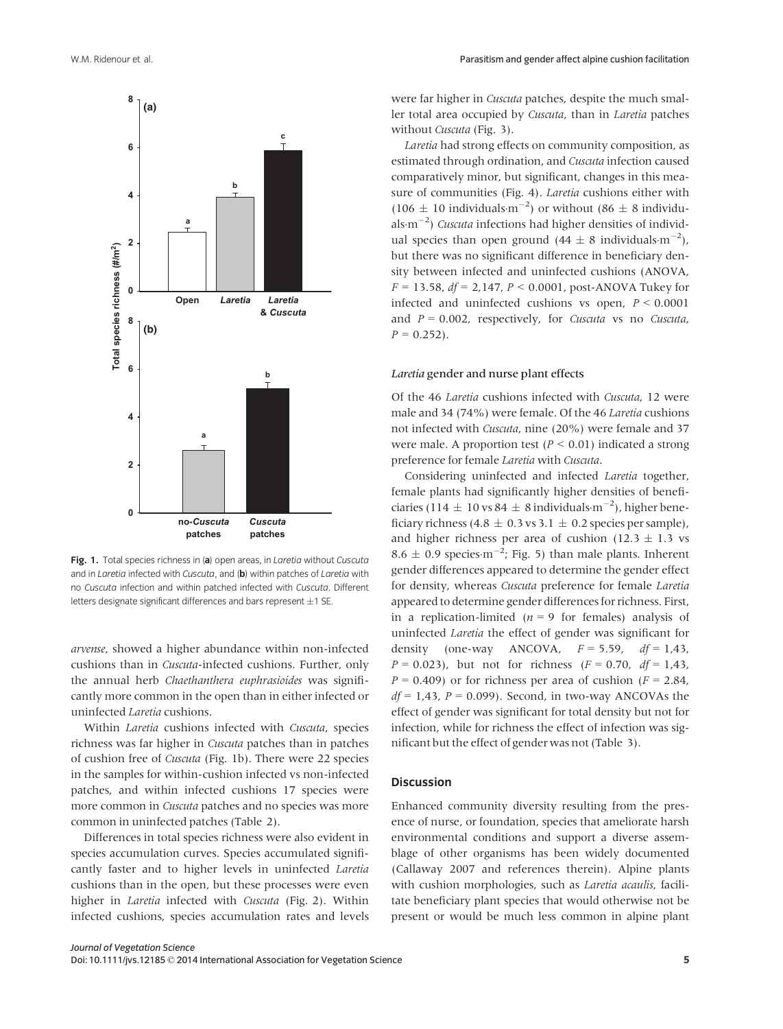**(a)**

8

6

4

2

0

Total species richness (#/m²)

a

b

c

Open

*Laretia*

*Laretia* & *Cuscuta*

**(b)**

8

6

4

2

0

a

b

no-*Cuscuta* patches

*Cuscuta* patches

**Fig. 1.** Total species richness in (**a**) open areas, in *Laretia* without *Cuscuta* and in *Laretia* infected with *Cuscuta*, and (**b**) within patches of *Laretia* with no *Cuscuta* infection and within patched infected with *Cuscuta*. Different letters designate significant differences and bars represent ±1 SE.

*arvense*, showed a higher abundance within non-infected cushions than in *Cuscuta*-infected cushions. Further, only the annual herb *Chaethanthera euphrasioides* was significantly more common in the open than in either infected or uninfected *Laretia* cushions.

Within *Laretia* cushions infected with *Cuscuta*, species richness was far higher in *Cuscuta* patches than in patches of cushion free of *Cuscuta* (Fig. 1b). There were 22 species in the samples for within-cushion infected vs non-infected patches, and within infected cushions 17 species were more common in *Cuscuta* patches and no species was more common in uninfected patches (Table 2).

Differences in total species richness were also evident in species accumulation curves. Species accumulated significantly faster and to higher levels in uninfected *Laretia* cushions than in the open, but these processes were even higher in *Laretia* infected with *Cuscuta* (Fig. 2). Within infected cushions, species accumulation rates and levels were far higher in *Cuscuta* patches, despite the much smaller total area occupied by *Cuscuta*, than in *Laretia* patches without *Cuscuta* (Fig. 3).

*Laretia* had strong effects on community composition, as estimated through ordination, and *Cuscuta* infection caused comparatively minor, but significant, changes in this measure of communities (Fig. 4). *Laretia* cushions either with ($106 \pm 10$ individuals·$m^{-2}$) or without ($86 \pm 8$ individuals·$m^{-2}$) *Cuscuta* infections had higher densities of individual species than open ground ($44 \pm 8$ individuals·$m^{-2}$), but there was no significant difference in beneficiary density between infected and uninfected cushions (ANOVA, $F = 13.58$, $df = 2{,}147$, $P < 0.0001$, post-ANOVA Tukey for infected and uninfected cushions vs open, $P < 0.0001$ and $P = 0.002$, respectively, for *Cuscuta* vs no *Cuscuta*, $P = 0.252$).

### *Laretia* gender and nurse plant effects

Of the 46 *Laretia* cushions infected with *Cuscuta*, 12 were male and 34 (74%) were female. Of the 46 *Laretia* cushions not infected with *Cuscuta*, nine (20%) were female and 37 were male. A proportion test ($P < 0.01$) indicated a strong preference for female *Laretia* with *Cuscuta*.

Considering uninfected and infected *Laretia* together, female plants had significantly higher densities of beneficiaries ($114 \pm 10$ vs $84 \pm 8$ individuals·$m^{-2}$), higher beneficiary richness ($4.8 \pm 0.3$ vs $3.1 \pm 0.2$ species per sample), and higher richness per area of cushion ($12.3 \pm 1.3$ vs $8.6 \pm 0.9$ species·$m^{-2}$; Fig. 5) than male plants. Inherent gender differences appeared to determine the gender effect for density, whereas *Cuscuta* preference for female *Laretia* appeared to determine gender differences for richness. First, in a replication-limited ($n = 9$ for females) analysis of uninfected *Laretia* the effect of gender was significant for density (one-way ANCOVA, $F = 5.59$, $df = 1{,}43$, $P = 0.023$), but not for richness ($F = 0.70$, $df = 1{,}43$, $P = 0.409$) or for richness per area of cushion ($F = 2.84$, $df = 1{,}43$, $P = 0.099$). Second, in two-way ANCOVAs the effect of gender was significant for total density but not for infection, while for richness the effect of infection was significant but the effect of gender was not (Table 3).

## Discussion

Enhanced community diversity resulting from the presence of nurse, or foundation, species that ameliorate harsh environmental conditions and support a diverse assemblage of other organisms has been widely documented (Callaway 2007 and references therein). Alpine plants with cushion morphologies, such as *Laretia acaulis*, facilitate beneficiary plant species that would otherwise not be present or would be much less common in alpine plant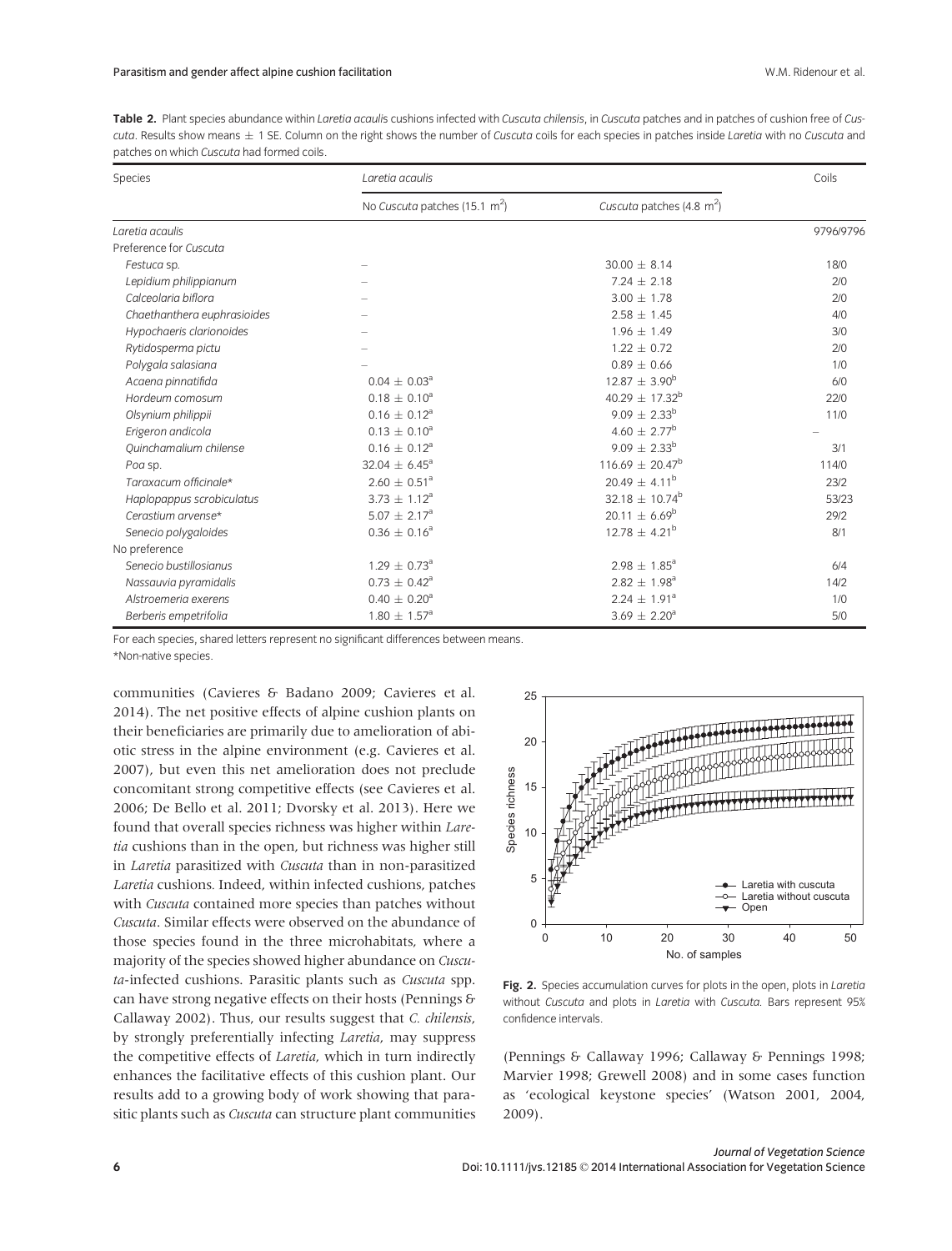**Table 2.** Plant species abundance within *Laretia acaulis* cushions infected with *Cuscuta chilensis*, in *Cuscuta* patches and in patches of cushion free of *Cuscuta*. Results show means ± 1 SE. Column on the right shows the number of *Cuscuta* coils for each species in patches inside *Laretia* with no *Cuscuta* and patches on which *Cuscuta* had formed coils.

| Species | *Laretia acaulis* | | Coils |
|---|---|---|---|
| | No *Cuscuta* patches (15.1 m$^2$) | *Cuscuta* patches (4.8 m$^2$) | |
| *Laretia acaulis* | | | 9796/9796 |
| Preference for *Cuscuta* | | | |
| *Festuca* sp. | – | 30.00 ± 8.14 | 18/0 |
| *Lepidium philippianum* | – | 7.24 ± 2.18 | 2/0 |
| *Calceolaria biflora* | – | 3.00 ± 1.78 | 2/0 |
| *Chaethanthera euphrasioides* | – | 2.58 ± 1.45 | 4/0 |
| *Hypochaeris clarionoides* | – | 1.96 ± 1.49 | 3/0 |
| *Rytidosperma pictu* | – | 1.22 ± 0.72 | 2/0 |
| *Polygala salasiana* | – | 0.89 ± 0.66 | 1/0 |
| *Acaena pinnatifida* | 0.04 ± 0.03$^a$ | 12.87 ± 3.90$^b$ | 6/0 |
| *Hordeum comosum* | 0.18 ± 0.10$^a$ | 40.29 ± 17.32$^b$ | 22/0 |
| *Olsynium philippii* | 0.16 ± 0.12$^a$ | 9.09 ± 2.33$^b$ | 11/0 |
| *Erigeron andicola* | 0.13 ± 0.10$^a$ | 4.60 ± 2.77$^b$ | – |
| *Quinchamalium chilense* | 0.16 ± 0.12$^a$ | 9.09 ± 2.33$^b$ | 3/1 |
| *Poa* sp. | 32.04 ± 6.45$^a$ | 116.69 ± 20.47$^b$ | 114/0 |
| *Taraxacum officinale** | 2.60 ± 0.51$^a$ | 20.49 ± 4.11$^b$ | 23/2 |
| *Haplopappus scrobiculatus* | 3.73 ± 1.12$^a$ | 32.18 ± 10.74$^b$ | 53/23 |
| *Cerastium arvense** | 5.07 ± 2.17$^a$ | 20.11 ± 6.69$^b$ | 29/2 |
| *Senecio polygaloides* | 0.36 ± 0.16$^a$ | 12.78 ± 4.21$^b$ | 8/1 |
| No preference | | | |
| *Senecio bustillosianus* | 1.29 ± 0.73$^a$ | 2.98 ± 1.85$^a$ | 6/4 |
| *Nassauvia pyramidalis* | 0.73 ± 0.42$^a$ | 2.82 ± 1.98$^a$ | 14/2 |
| *Alstroemeria exerens* | 0.40 ± 0.20$^a$ | 2.24 ± 1.91$^a$ | 1/0 |
| *Berberis empetrifolia* | 1.80 ± 1.57$^a$ | 3.69 ± 2.20$^a$ | 5/0 |

For each species, shared letters represent no significant differences between means.
*Non-native species.

communities (Cavieres & Badano 2009; Cavieres et al. 2014). The net positive effects of alpine cushion plants on their beneficiaries are primarily due to amelioration of abiotic stress in the alpine environment (e.g. Cavieres et al. 2007), but even this net amelioration does not preclude concomitant strong competitive effects (see Cavieres et al. 2006; De Bello et al. 2011; Dvorsky et al. 2013). Here we found that overall species richness was higher within *Laretia* cushions than in the open, but richness was higher still in *Laretia* parasitized with *Cuscuta* than in non-parasitized *Laretia* cushions. Indeed, within infected cushions, patches with *Cuscuta* contained more species than patches without *Cuscuta*. Similar effects were observed on the abundance of those species found in the three microhabitats, where a majority of the species showed higher abundance on *Cuscuta*-infected cushions. Parasitic plants such as *Cuscuta* spp. can have strong negative effects on their hosts (Pennings & Callaway 2002). Thus, our results suggest that *C. chilensis*, by strongly preferentially infecting *Laretia*, may suppress the competitive effects of *Laretia*, which in turn indirectly enhances the facilitative effects of this cushion plant. Our results add to a growing body of work showing that parasitic plants such as *Cuscuta* can structure plant communities (Pennings & Callaway 1996; Callaway & Pennings 1998; Marvier 1998; Grewell 2008) and in some cases function as 'ecological keystone species' (Watson 2001, 2004, 2009).

Species richness
No. of samples
0 10 20 30 40 50
0 5 10 15 20 25
Laretia with cuscuta
Laretia without cuscuta
Open

**Fig. 2.** Species accumulation curves for plots in the open, plots in *Laretia* without *Cuscuta* and plots in *Laretia* with *Cuscuta*. Bars represent 95% confidence intervals.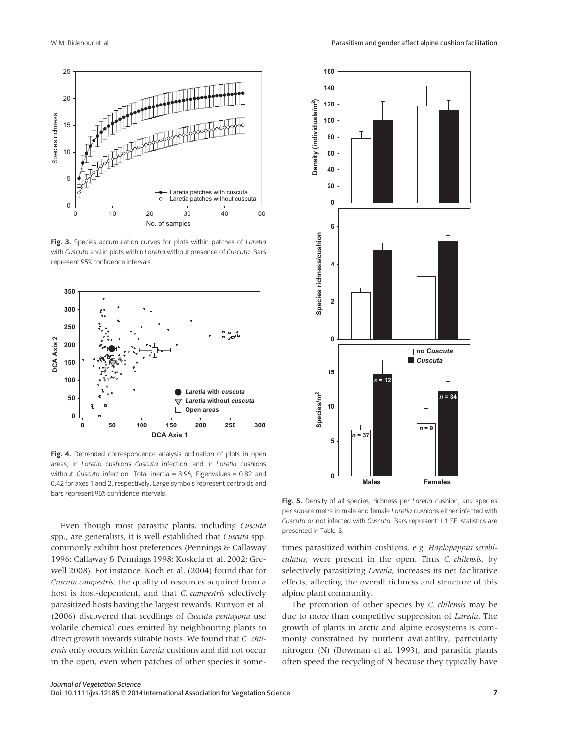25

20

15

10

5

0

Species richness

0 10 20 30 40 50

No. of samples

Laretia patches with cuscuta

Laretia patches without cuscuta

**Fig. 3.** Species accumulation curves for plots within patches of *Laretia* with *Cuscuta* and in plots within *Laretia* without presence of *Cuscuta*. Bars represent 95% confidence intervals.

350

300

250

200

150

100

50

0

DCA Axis 2

0 50 100 150 200 250 300

DCA Axis 1

*Laretia* with *cuscuta*

*Laretia* without *cuscuta*

Open areas

**Fig. 4.** Detrended correspondence analysis ordination of plots in open areas, in *Laretia* cushions *Cuscuta* infection, and in *Laretia* cushions without *Cuscuta* infection. Total inertia = 3.96, Eigenvalues = 0.82 and 0.42 for axes 1 and 2, respectively. Large symbols represent centroids and bars represent 95% confidence intervals.

Density (individuals/m²)

160

140

120

100

80

60

40

20

0

Species richness/cushion

6

4

2

0

no *Cuscuta*

*Cuscuta*

Species/m²

15

10

5

0

n = 37

n = 12

n = 9

n = 34

Males

Females

**Fig. 5.** Density of all species, richness per *Laretia* cushion, and species per square metre in male and female *Laretia* cushions either infected with *Cuscuta* or not infected with *Cuscuta*. Bars represent ±1 SE; statistics are presented in Table 3.

Even though most parasitic plants, including *Cuscuta* spp., are generalists, it is well established that *Cuscuta* spp. commonly exhibit host preferences (Pennings & Callaway 1996; Callaway & Pennings 1998; Koskela et al. 2002; Grewell 2008). For instance, Koch et al. (2004) found that for *Cuscuta campestris*, the quality of resources acquired from a host is host-dependent, and that *C. campestris* selectively parasitized hosts having the largest rewards. Runyon et al. (2006) discovered that seedlings of *Cuscuta pentagona* use volatile chemical cues emitted by neighbouring plants to direct growth towards suitable hosts. We found that *C. chilensis* only occurs within *Laretia* cushions and did not occur in the open, even when patches of other species it sometimes parasitized within cushions, e.g. *Haplopappus scrobiculatus*, were present in the open. Thus *C. chilensis*, by selectively parasitizing *Laretia*, increases its net facilitative effects, affecting the overall richness and structure of this alpine plant community.

The promotion of other species by *C. chilensis* may be due to more than competitive suppression of *Laretia*. The growth of plants in arctic and alpine ecosystems is commonly constrained by nutrient availability, particularly nitrogen (N) (Bowman et al. 1993), and parasitic plants often speed the recycling of N because they typically have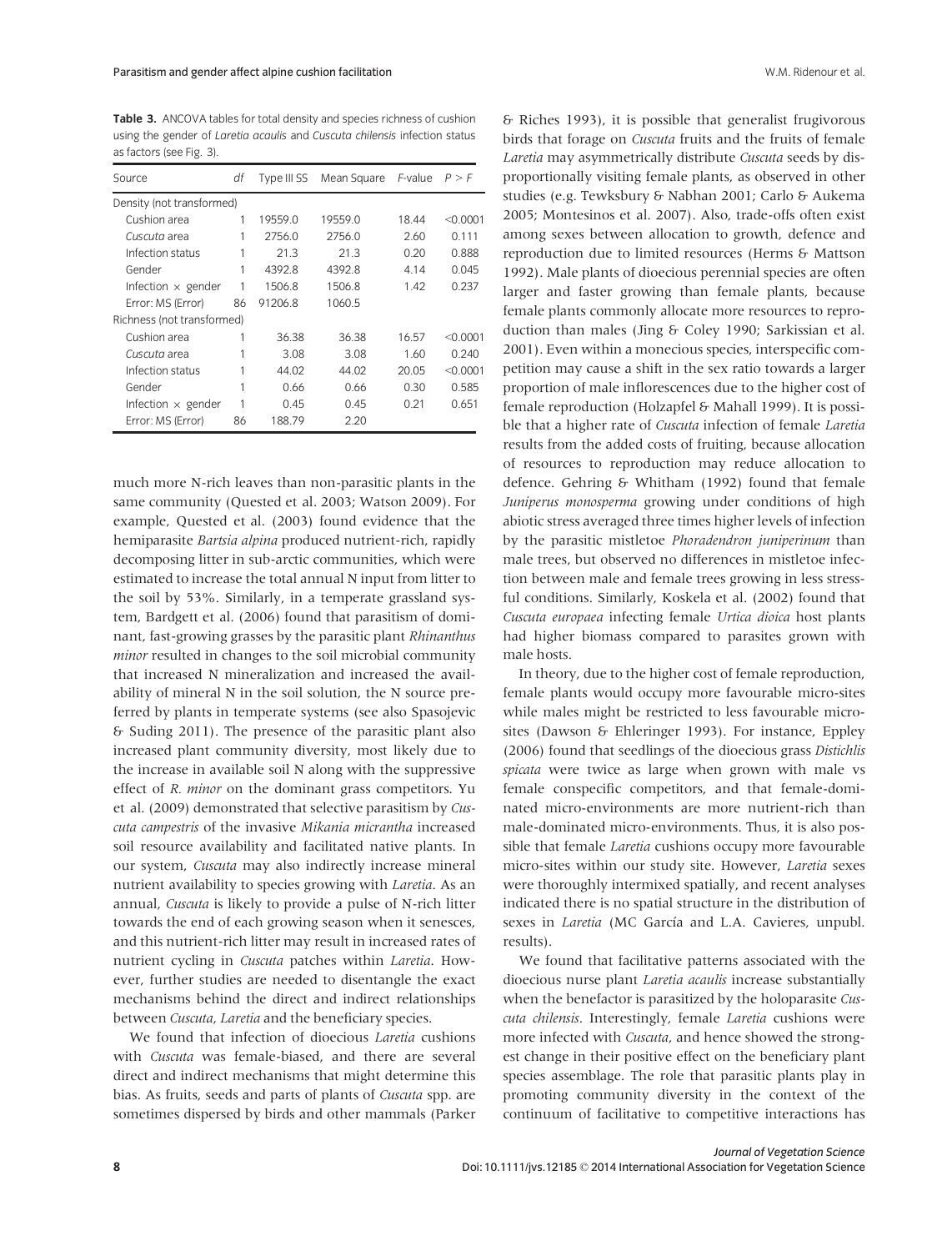**Table 3.** ANCOVA tables for total density and species richness of cushion using the gender of *Laretia acaulis* and *Cuscuta chilensis* infection status as factors (see Fig. 3).

| Source | *df* | Type III SS | Mean Square | *F*-value | *P* > *F* |
|---|---|---|---|---|---|
| Density (not transformed) | | | | | |
| Cushion area | 1 | 19559.0 | 19559.0 | 18.44 | <0.0001 |
| *Cuscuta* area | 1 | 2756.0 | 2756.0 | 2.60 | 0.111 |
| Infection status | 1 | 21.3 | 21.3 | 0.20 | 0.888 |
| Gender | 1 | 4392.8 | 4392.8 | 4.14 | 0.045 |
| Infection × gender | 1 | 1506.8 | 1506.8 | 1.42 | 0.237 |
| Error: MS (Error) | 86 | 91206.8 | 1060.5 | | |
| Richness (not transformed) | | | | | |
| Cushion area | 1 | 36.38 | 36.38 | 16.57 | <0.0001 |
| *Cuscuta* area | 1 | 3.08 | 3.08 | 1.60 | 0.240 |
| Infection status | 1 | 44.02 | 44.02 | 20.05 | <0.0001 |
| Gender | 1 | 0.66 | 0.66 | 0.30 | 0.585 |
| Infection × gender | 1 | 0.45 | 0.45 | 0.21 | 0.651 |
| Error: MS (Error) | 86 | 188.79 | 2.20 | | |

much more N-rich leaves than non-parasitic plants in the same community (Quested et al. 2003; Watson 2009). For example, Quested et al. (2003) found evidence that the hemiparasite *Bartsia alpina* produced nutrient-rich, rapidly decomposing litter in sub-arctic communities, which were estimated to increase the total annual N input from litter to the soil by 53%. Similarly, in a temperate grassland system, Bardgett et al. (2006) found that parasitism of dominant, fast-growing grasses by the parasitic plant *Rhinanthus minor* resulted in changes to the soil microbial community that increased N mineralization and increased the availability of mineral N in the soil solution, the N source preferred by plants in temperate systems (see also Spasojevic & Suding 2011). The presence of the parasitic plant also increased plant community diversity, most likely due to the increase in available soil N along with the suppressive effect of *R. minor* on the dominant grass competitors. Yu et al. (2009) demonstrated that selective parasitism by *Cuscuta campestris* of the invasive *Mikania micrantha* increased soil resource availability and facilitated native plants. In our system, *Cuscuta* may also indirectly increase mineral nutrient availability to species growing with *Laretia*. As an annual, *Cuscuta* is likely to provide a pulse of N-rich litter towards the end of each growing season when it senesces, and this nutrient-rich litter may result in increased rates of nutrient cycling in *Cuscuta* patches within *Laretia*. However, further studies are needed to disentangle the exact mechanisms behind the direct and indirect relationships between *Cuscuta*, *Laretia* and the beneficiary species.

We found that infection of dioecious *Laretia* cushions with *Cuscuta* was female-biased, and there are several direct and indirect mechanisms that might determine this bias. As fruits, seeds and parts of plants of *Cuscuta* spp. are sometimes dispersed by birds and other mammals (Parker & Riches 1993), it is possible that generalist frugivorous birds that forage on *Cuscuta* fruits and the fruits of female *Laretia* may asymmetrically distribute *Cuscuta* seeds by disproportionally visiting female plants, as observed in other studies (e.g. Tewksbury & Nabhan 2001; Carlo & Aukema 2005; Montesinos et al. 2007). Also, trade-offs often exist among sexes between allocation to growth, defence and reproduction due to limited resources (Herms & Mattson 1992). Male plants of dioecious perennial species are often larger and faster growing than female plants, because female plants commonly allocate more resources to reproduction than males (Jing & Coley 1990; Sarkissian et al. 2001). Even within a monecious species, interspecific competition may cause a shift in the sex ratio towards a larger proportion of male inflorescences due to the higher cost of female reproduction (Holzapfel & Mahall 1999). It is possible that a higher rate of *Cuscuta* infection of female *Laretia* results from the added costs of fruiting, because allocation of resources to reproduction may reduce allocation to defence. Gehring & Whitham (1992) found that female *Juniperus monosperma* growing under conditions of high abiotic stress averaged three times higher levels of infection by the parasitic mistletoe *Phoradendron juniperinum* than male trees, but observed no differences in mistletoe infection between male and female trees growing in less stressful conditions. Similarly, Koskela et al. (2002) found that *Cuscuta europaea* infecting female *Urtica dioica* host plants had higher biomass compared to parasites grown with male hosts.

In theory, due to the higher cost of female reproduction, female plants would occupy more favourable micro-sites while males might be restricted to less favourable micro-sites (Dawson & Ehleringer 1993). For instance, Eppley (2006) found that seedlings of the dioecious grass *Distichlis spicata* were twice as large when grown with male vs female conspecific competitors, and that female-dominated micro-environments are more nutrient-rich than male-dominated micro-environments. Thus, it is also possible that female *Laretia* cushions occupy more favourable micro-sites within our study site. However, *Laretia* sexes were thoroughly intermixed spatially, and recent analyses indicated there is no spatial structure in the distribution of sexes in *Laretia* (MC García and L.A. Cavieres, unpubl. results).

We found that facilitative patterns associated with the dioecious nurse plant *Laretia acaulis* increase substantially when the benefactor is parasitized by the holoparasite *Cuscuta chilensis*. Interestingly, female *Laretia* cushions were more infected with *Cuscuta*, and hence showed the strongest change in their positive effect on the beneficiary plant species assemblage. The role that parasitic plants play in promoting community diversity in the context of the continuum of facilitative to competitive interactions has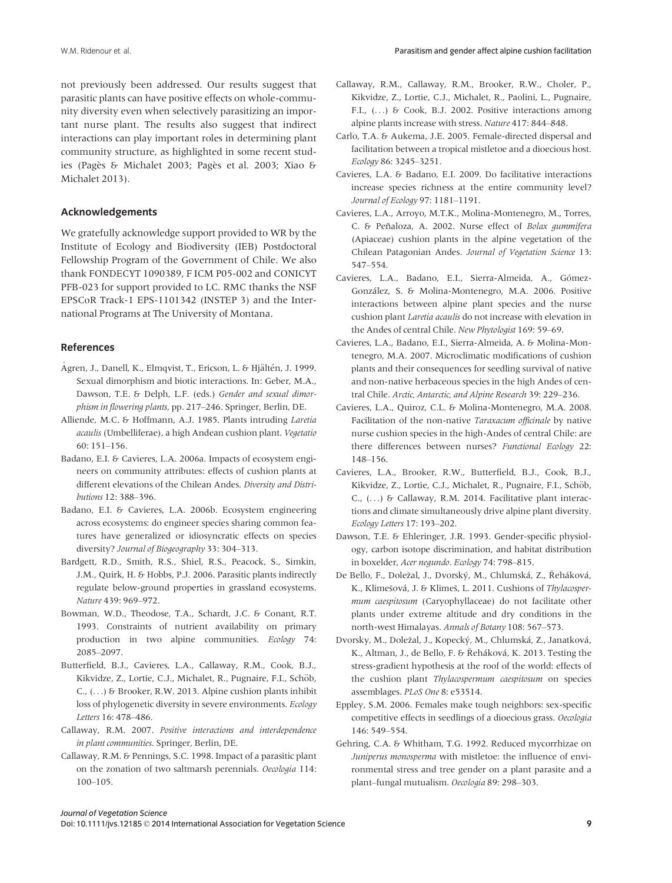not previously been addressed. Our results suggest that parasitic plants can have positive effects on whole-community diversity even when selectively parasitizing an important nurse plant. The results also suggest that indirect interactions can play important roles in determining plant community structure, as highlighted in some recent studies (Pagès & Michalet 2003; Pagès et al. 2003; Xiao & Michalet 2013).

## Acknowledgements

We gratefully acknowledge support provided to WR by the Institute of Ecology and Biodiversity (IEB) Postdoctoral Fellowship Program of the Government of Chile. We also thank FONDECYT 1090389, F ICM P05-002 and CONICYT PFB-023 for support provided to LC. RMC thanks the NSF EPSCoR Track-1 EPS-1101342 (INSTEP 3) and the International Programs at The University of Montana.

## References

Ågren, J., Danell, K., Elmqvist, T., Ericson, L. & Hjältén, J. 1999. Sexual dimorphism and biotic interactions. In: Geber, M.A., Dawson, T.E. & Delph, L.F. (eds.) *Gender and sexual dimorphism in flowering plants*, pp. 217–246. Springer, Berlin, DE.

Alliende, M.C. & Hoffmann, A.J. 1985. Plants intruding *Laretia acaulis* (Umbelliferae), a high Andean cushion plant. *Vegetatio* 60: 151–156.

Badano, E.I. & Cavieres, L.A. 2006a. Impacts of ecosystem engineers on community attributes: effects of cushion plants at different elevations of the Chilean Andes. *Diversity and Distributions* 12: 388–396.

Badano, E.I. & Cavieres, L.A. 2006b. Ecosystem engineering across ecosystems: do engineer species sharing common features have generalized or idiosyncratic effects on species diversity? *Journal of Biogeography* 33: 304–313.

Bardgett, R.D., Smith, R.S., Shiel, R.S., Peacock, S., Simkin, J.M., Quirk, H. & Hobbs, P.J. 2006. Parasitic plants indirectly regulate below-ground properties in grassland ecosystems. *Nature* 439: 969–972.

Bowman, W.D., Theodose, T.A., Schardt, J.C. & Conant, R.T. 1993. Constraints of nutrient availability on primary production in two alpine communities. *Ecology* 74: 2085–2097.

Butterfield, B.J., Cavieres, L.A., Callaway, R.M., Cook, B.J., Kikvidze, Z., Lortie, C.J., Michalet, R., Pugnaire, F.I., Schöb, C., (…) & Brooker, R.W. 2013. Alpine cushion plants inhibit loss of phylogenetic diversity in severe environments. *Ecology Letters* 16: 478–486.

Callaway, R.M. 2007. *Positive interactions and interdependence in plant communities*. Springer, Berlin, DE.

Callaway, R.M. & Pennings, S.C. 1998. Impact of a parasitic plant on the zonation of two saltmarsh perennials. *Oecologia* 114: 100–105.

Callaway, R.M., Callaway, R.M., Brooker, R.W., Choler, P., Kikvidze, Z., Lortie, C.J., Michalet, R., Paolini, L., Pugnaire, F.I., (…) & Cook, B.J. 2002. Positive interactions among alpine plants increase with stress. *Nature* 417: 844–848.

Carlo, T.A. & Aukema, J.E. 2005. Female-directed dispersal and facilitation between a tropical mistletoe and a dioecious host. *Ecology* 86: 3245–3251.

Cavieres, L.A. & Badano, E.I. 2009. Do facilitative interactions increase species richness at the entire community level? *Journal of Ecology* 97: 1181–1191.

Cavieres, L.A., Arroyo, M.T.K., Molina-Montenegro, M., Torres, C. & Peñaloza, A. 2002. Nurse effect of *Bolax gummifera* (Apiaceae) cushion plants in the alpine vegetation of the Chilean Patagonian Andes. *Journal of Vegetation Science* 13: 547–554.

Cavieres, L.A., Badano, E.I., Sierra-Almeida, A., Gómez-González, S. & Molina-Montenegro, M.A. 2006. Positive interactions between alpine plant species and the nurse cushion plant *Laretia acaulis* do not increase with elevation in the Andes of central Chile. *New Phytologist* 169: 59–69.

Cavieres, L.A., Badano, E.I., Sierra-Almeida, A. & Molina-Montenegro, M.A. 2007. Microclimatic modifications of cushion plants and their consequences for seedling survival of native and non-native herbaceous species in the high Andes of central Chile. *Arctic, Antarctic, and Alpine Research* 39: 229–236.

Cavieres, L.A., Quiroz, C.L. & Molina-Montenegro, M.A. 2008. Facilitation of the non-native *Taraxacum officinale* by native nurse cushion species in the high-Andes of central Chile: are there differences between nurses? *Functional Ecology* 22: 148–156.

Cavieres, L.A., Brooker, R.W., Butterfield, B.J., Cook, B.J., Kikvidze, Z., Lortie, C.J., Michalet, R., Pugnaire, F.I., Schöb, C., (…) & Callaway, R.M. 2014. Facilitative plant interactions and climate simultaneously drive alpine plant diversity. *Ecology Letters* 17: 193–202.

Dawson, T.E. & Ehleringer, J.R. 1993. Gender-specific physiology, carbon isotope discrimination, and habitat distribution in boxelder, *Acer negundo*. *Ecology* 74: 798–815.

De Bello, F., Doležal, J., Dvorský, M., Chlumská, Z., Řeháková, K., Klimešová, J. & Klimeš, L. 2011. Cushions of *Thylacospermum caespitosum* (Caryophyllaceae) do not facilitate other plants under extreme altitude and dry conditions in the north-west Himalayas. *Annals of Botany* 108: 567–573.

Dvorsky, M., Doležal, J., Kopecký, M., Chlumská, Z., Janatková, K., Altman, J., de Bello, F. & Řeháková, K. 2013. Testing the stress-gradient hypothesis at the roof of the world: effects of the cushion plant *Thylacospermum caespitosum* on species assemblages. *PLoS One* 8: e53514.

Eppley, S.M. 2006. Females make tough neighbors: sex-specific competitive effects in seedlings of a dioecious grass. *Oecologia* 146: 549–554.

Gehring, C.A. & Whitham, T.G. 1992. Reduced mycorrhizae on *Juniperus monosperma* with mistletoe: the influence of environmental stress and tree gender on a plant parasite and a plant–fungal mutualism. *Oecologia* 89: 298–303.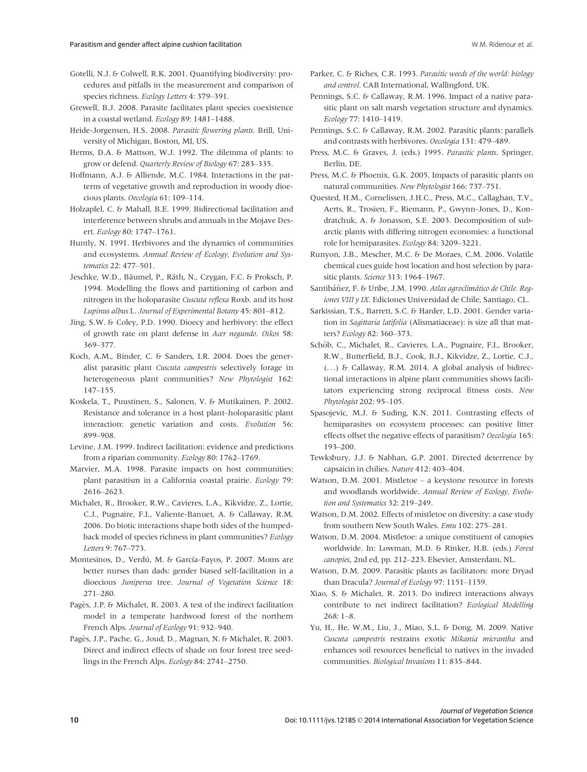Gotelli, N.J. & Colwell, R.K. 2001. Quantifying biodiversity: procedures and pitfalls in the measurement and comparison of species richness. *Ecology Letters* 4: 379–391.

Grewell, B.J. 2008. Parasite facilitates plant species coexistence in a coastal wetland. *Ecology* 89: 1481–1488.

Heide-Jorgensen, H.S. 2008. *Parasitic flowering plants*. Brill, University of Michigan, Boston, MI, US.

Herms, D.A. & Mattson, W.J. 1992. The dilemma of plants: to grow or defend. *Quarterly Review of Biology* 67: 283–335.

Hoffmann, A.J. & Alliende, M.C. 1984. Interactions in the patterns of vegetative growth and reproduction in woody dioecious plants. *Oecologia* 61: 109–114.

Holzapfel, C. & Mahall, B.E. 1999. Bidirectional facilitation and interference between shrubs and annuals in the Mojave Desert. *Ecology* 80: 1747–1761.

Huntly, N. 1991. Herbivores and the dynamics of communities and ecosystems. *Annual Review of Ecology, Evolution and Systematics* 22: 477–501.

Jeschke, W.D., Bäumel, P., Räth, N., Czygan, F.C. & Proksch, P. 1994. Modelling the flows and partitioning of carbon and nitrogen in the holoparasite *Cuscuta reflexa* Roxb. and its host *Lupinus albus* L. *Journal of Experimental Botany* 45: 801–812.

Jing, S.W. & Coley, P.D. 1990. Dioecy and herbivory: the effect of growth rate on plant defense in *Acer negundo*. *Oikos* 58: 369–377.

Koch, A.M., Binder, C. & Sanders, I.R. 2004. Does the generalist parasitic plant *Cuscuta campestris* selectively forage in heterogeneous plant communities? *New Phytologist* 162: 147–155.

Koskela, T., Puustinen, S., Salonen, V. & Mutikainen, P. 2002. Resistance and tolerance in a host plant–holoparasitic plant interaction: genetic variation and costs. *Evolution* 56: 899–908.

Levine, J.M. 1999. Indirect facilitation: evidence and predictions from a riparian community. *Ecology* 80: 1762–1769.

Marvier, M.A. 1998. Parasite impacts on host communities: plant parasitism in a California coastal prairie. *Ecology* 79: 2616–2623.

Michalet, R., Brooker, R.W., Cavieres, L.A., Kikvidze, Z., Lortie, C.J., Pugnaire, F.I., Valiente-Banuet, A. & Callaway, R.M. 2006. Do biotic interactions shape both sides of the humped-back model of species richness in plant communities? *Ecology Letters* 9: 767–773.

Montesinos, D., Verdú, M. & García-Fayos, P. 2007. Moms are better nurses than dads: gender biased self-facilitation in a dioecious *Juniperus* tree. *Journal of Vegetation Science* 18: 271–280.

Pagès, J.P. & Michalet, R. 2003. A test of the indirect facilitation model in a temperate hardwood forest of the northern French Alps. *Journal of Ecology* 91: 932–940.

Pagès, J.P., Pache, G., Joud, D., Magnan, N. & Michalet, R. 2003. Direct and indirect effects of shade on four forest tree seedlings in the French Alps. *Ecology* 84: 2741–2750.

Parker, C. & Riches, C.R. 1993. *Parasitic weeds of the world: biology and control*. CAB International, Wallingford, UK.

Pennings, S.C. & Callaway, R.M. 1996. Impact of a native parasitic plant on salt marsh vegetation structure and dynamics. *Ecology* 77: 1410–1419.

Pennings, S.C. & Callaway, R.M. 2002. Parasitic plants: parallels and contrasts with herbivores. *Oecologia* 131: 479–489.

Press, M.C. & Graves, J. (eds.) 1995. *Parasitic plants*. Springer, Berlin, DE.

Press, M.C. & Phoenix, G.K. 2005. Impacts of parasitic plants on natural communities. *New Phytologist* 166: 737–751.

Quested, H.M., Cornelissen, J.H.C., Press, M.C., Callaghan, T.V., Aerts, R., Trosien, F., Riemann, P., Gwynn-Jones, D., Kondratchuk, A. & Jonasson, S.E. 2003. Decomposition of subarctic plants with differing nitrogen economies: a functional role for hemiparasites. *Ecology* 84: 3209–3221.

Runyon, J.B., Mescher, M.C. & De Moraes, C.M. 2006. Volatile chemical cues guide host location and host selection by parasitic plants. *Science* 313: 1964–1967.

Santibáñez, F. & Uribe, J.M. 1990. *Atlas agroclimático de Chile. Regiones VIII y IX*. Ediciones Universidad de Chile, Santiago, CL.

Sarkissian, T.S., Barrett, S.C. & Harder, L.D. 2001. Gender variation in *Sagittaria latifolia* (Alismatiaceae): is size all that matters? *Ecology* 82: 360–373.

Schöb, C., Michalet, R., Cavieres, L.A., Pugnaire, F.I., Brooker, R.W., Butterfield, B.J., Cook, B.J., Kikvidze, Z., Lortie, C.J., (…) & Callaway, R.M. 2014. A global analysis of bidirectional interactions in alpine plant communities shows facilitators experiencing strong reciprocal fitness costs. *New Phytologist* 202: 95–105.

Spasojevic, M.J. & Suding, K.N. 2011. Contrasting effects of hemiparasites on ecosystem processes: can positive litter effects offset the negative effects of parasitism? *Oecologia* 165: 193–200.

Tewksbury, J.J. & Nabhan, G.P. 2001. Directed deterrence by capsaicin in chilies. *Nature* 412: 403–404.

Watson, D.M. 2001. Mistletoe – a keystone resource in forests and woodlands worldwide. *Annual Review of Ecology, Evolution and Systematics* 32: 219–249.

Watson, D.M. 2002. Effects of mistletoe on diversity: a case study from southern New South Wales. *Emu* 102: 275–281.

Watson, D.M. 2004. Mistletoe: a unique constituent of canopies worldwide. In: Lowman, M.D. & Rinker, H.B. (eds.) *Forest canopies*, 2nd ed, pp. 212–223. Elsevier, Amsterdam, NL.

Watson, D.M. 2009. Parasitic plants as facilitators: more Dryad than Dracula? *Journal of Ecology* 97: 1151–1159.

Xiao, S. & Michalet, R. 2013. Do indirect interactions always contribute to net indirect facilitation? *Ecological Modelling* 268: 1–8.

Yu, H., He, W.M., Liu, J., Miao, S.L. & Dong, M. 2009. Native *Cuscuta campestris* restrains exotic *Mikania micrantha* and enhances soil resources beneficial to natives in the invaded communities. *Biological Invasions* 11: 835–844.